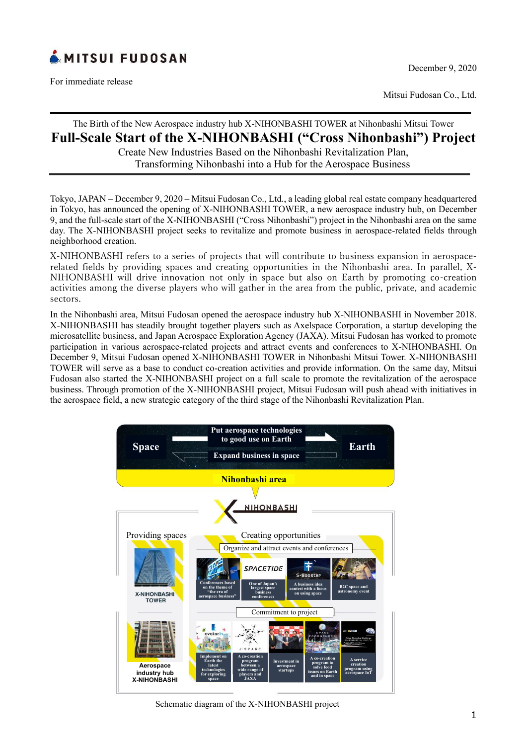MITSUI FUDOSAN

December 9, 2020

For immediate release

Mitsui Fudosan Co., Ltd.

The Birth of the New Aerospace industry hub X-NIHONBASHI TOWER at Nihonbashi Mitsui Tower

# Full-Scale Start of the X-NIHONBASHI ("Cross Nihonbashi") Project

Create New Industries Based on the Nihonbashi Revitalization Plan,
Transforming Nihonbashi into a Hub for the Aerospace Business

Tokyo, JAPAN – December 9, 2020 – Mitsui Fudosan Co., Ltd., a leading global real estate company headquartered in Tokyo, has announced the opening of X-NIHONBASHI TOWER, a new aerospace industry hub, on December 9, and the full-scale start of the X-NIHONBASHI ("Cross Nihonbashi") project in the Nihonbashi area on the same day. The X-NIHONBASHI project seeks to revitalize and promote business in aerospace-related fields through neighborhood creation.

X-NIHONBASHI refers to a series of projects that will contribute to business expansion in aerospace-related fields by providing spaces and creating opportunities in the Nihonbashi area. In parallel, X-NIHONBASHI will drive innovation not only in space but also on Earth by promoting co-creation activities among the diverse players who will gather in the area from the public, private, and academic sectors.

In the Nihonbashi area, Mitsui Fudosan opened the aerospace industry hub X-NIHONBASHI in November 2018. X-NIHONBASHI has steadily brought together players such as Axelspace Corporation, a startup developing the microsatellite business, and Japan Aerospace Exploration Agency (JAXA). Mitsui Fudosan has worked to promote participation in various aerospace-related projects and attract events and conferences to X-NIHONBASHI. On December 9, Mitsui Fudosan opened X-NIHONBASHI TOWER in Nihonbashi Mitsui Tower. X-NIHONBASHI TOWER will serve as a base to conduct co-creation activities and provide information. On the same day, Mitsui Fudosan also started the X-NIHONBASHI project on a full scale to promote the revitalization of the aerospace business. Through promotion of the X-NIHONBASHI project, Mitsui Fudosan will push ahead with initiatives in the aerospace field, a new strategic category of the third stage of the Nihonbashi Revitalization Plan.

Space — Put aerospace technologies to good use on Earth — Expand business in space — Earth

Nihonbashi area

X-NIHONBASHI

Providing spaces:
- X-NIHONBASHI TOWER
- Aerospace industry hub X-NIHONBASHI

Creating opportunities:

Organize and attract events and conferences
- Conferences based on the theme of "the era of aerospace business"
- SPACETIDE: One of Japan's largest space business conferences
- S-Booster: A business idea contest with a focus on using space
- B2C space and astronomy event

Commitment to project
- avatarin: Implement on Earth the latest technologies for exploring space
- J-SPARC: A co-creation program between a wide range of players and JAXA
- Investment in aerospace startups
- SPACE FOODSPHERE: A co-creation program to solve food issues on Earth and in space
- A service creation program using aerospace IoT

Schematic diagram of the X-NIHONBASHI project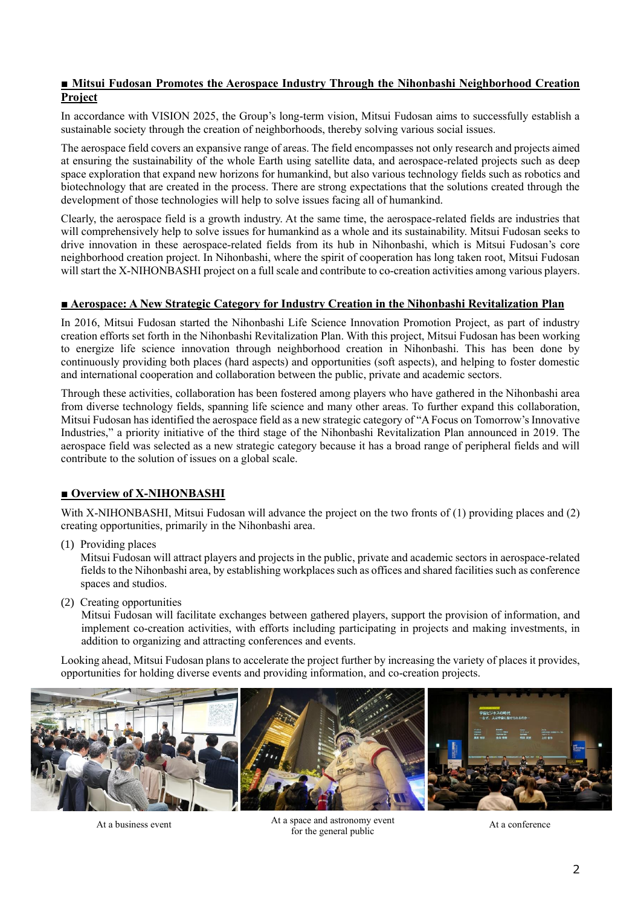## ■ Mitsui Fudosan Promotes the Aerospace Industry Through the Nihonbashi Neighborhood Creation Project

In accordance with VISION 2025, the Group's long-term vision, Mitsui Fudosan aims to successfully establish a sustainable society through the creation of neighborhoods, thereby solving various social issues.

The aerospace field covers an expansive range of areas. The field encompasses not only research and projects aimed at ensuring the sustainability of the whole Earth using satellite data, and aerospace-related projects such as deep space exploration that expand new horizons for humankind, but also various technology fields such as robotics and biotechnology that are created in the process. There are strong expectations that the solutions created through the development of those technologies will help to solve issues facing all of humankind.

Clearly, the aerospace field is a growth industry. At the same time, the aerospace-related fields are industries that will comprehensively help to solve issues for humankind as a whole and its sustainability. Mitsui Fudosan seeks to drive innovation in these aerospace-related fields from its hub in Nihonbashi, which is Mitsui Fudosan's core neighborhood creation project. In Nihonbashi, where the spirit of cooperation has long taken root, Mitsui Fudosan will start the X-NIHONBASHI project on a full scale and contribute to co-creation activities among various players.

## ■ Aerospace: A New Strategic Category for Industry Creation in the Nihonbashi Revitalization Plan

In 2016, Mitsui Fudosan started the Nihonbashi Life Science Innovation Promotion Project, as part of industry creation efforts set forth in the Nihonbashi Revitalization Plan. With this project, Mitsui Fudosan has been working to energize life science innovation through neighborhood creation in Nihonbashi. This has been done by continuously providing both places (hard aspects) and opportunities (soft aspects), and helping to foster domestic and international cooperation and collaboration between the public, private and academic sectors.

Through these activities, collaboration has been fostered among players who have gathered in the Nihonbashi area from diverse technology fields, spanning life science and many other areas. To further expand this collaboration, Mitsui Fudosan has identified the aerospace field as a new strategic category of "A Focus on Tomorrow's Innovative Industries," a priority initiative of the third stage of the Nihonbashi Revitalization Plan announced in 2019. The aerospace field was selected as a new strategic category because it has a broad range of peripheral fields and will contribute to the solution of issues on a global scale.

## ■ Overview of X-NIHONBASHI

With X-NIHONBASHI, Mitsui Fudosan will advance the project on the two fronts of (1) providing places and (2) creating opportunities, primarily in the Nihonbashi area.

(1) Providing places
Mitsui Fudosan will attract players and projects in the public, private and academic sectors in aerospace-related fields to the Nihonbashi area, by establishing workplaces such as offices and shared facilities such as conference spaces and studios.

(2) Creating opportunities
Mitsui Fudosan will facilitate exchanges between gathered players, support the provision of information, and implement co-creation activities, with efforts including participating in projects and making investments, in addition to organizing and attracting conferences and events.

Looking ahead, Mitsui Fudosan plans to accelerate the project further by increasing the variety of places it provides, opportunities for holding diverse events and providing information, and co-creation projects.

At a business event

At a space and astronomy event for the general public

At a conference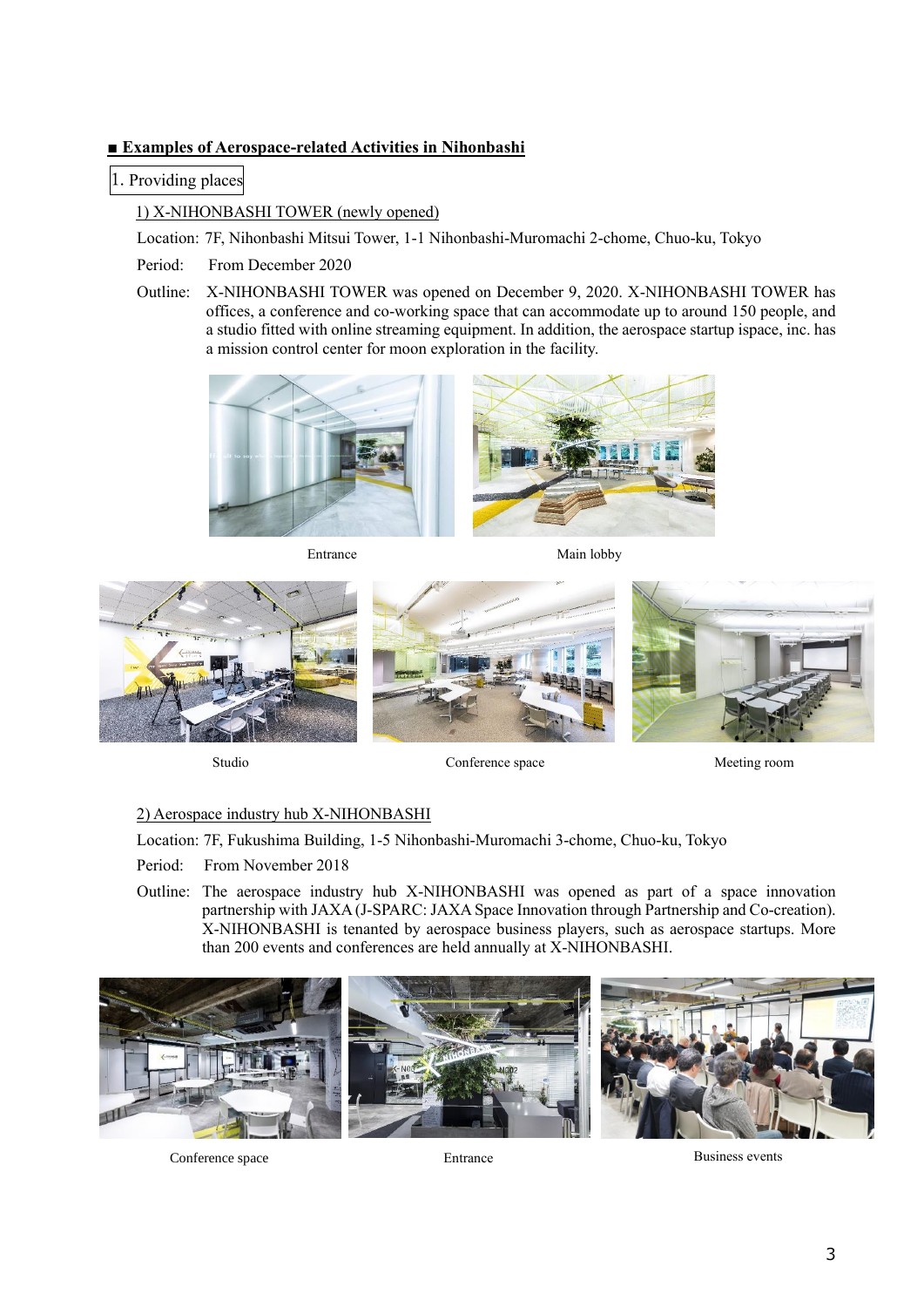## ■ Examples of Aerospace-related Activities in Nihonbashi

### 1. Providing places

#### 1) X-NIHONBASHI TOWER (newly opened)

Location: 7F, Nihonbashi Mitsui Tower, 1-1 Nihonbashi-Muromachi 2-chome, Chuo-ku, Tokyo

Period: From December 2020

Outline: X-NIHONBASHI TOWER was opened on December 9, 2020. X-NIHONBASHI TOWER has offices, a conference and co-working space that can accommodate up to around 150 people, and a studio fitted with online streaming equipment. In addition, the aerospace startup ispace, inc. has a mission control center for moon exploration in the facility.

Entrance

Main lobby

Studio

Conference space

Meeting room

#### 2) Aerospace industry hub X-NIHONBASHI

Location: 7F, Fukushima Building, 1-5 Nihonbashi-Muromachi 3-chome, Chuo-ku, Tokyo

Period: From November 2018

Outline: The aerospace industry hub X-NIHONBASHI was opened as part of a space innovation partnership with JAXA (J-SPARC: JAXA Space Innovation through Partnership and Co-creation). X-NIHONBASHI is tenanted by aerospace business players, such as aerospace startups. More than 200 events and conferences are held annually at X-NIHONBASHI.

Conference space

Entrance

Business events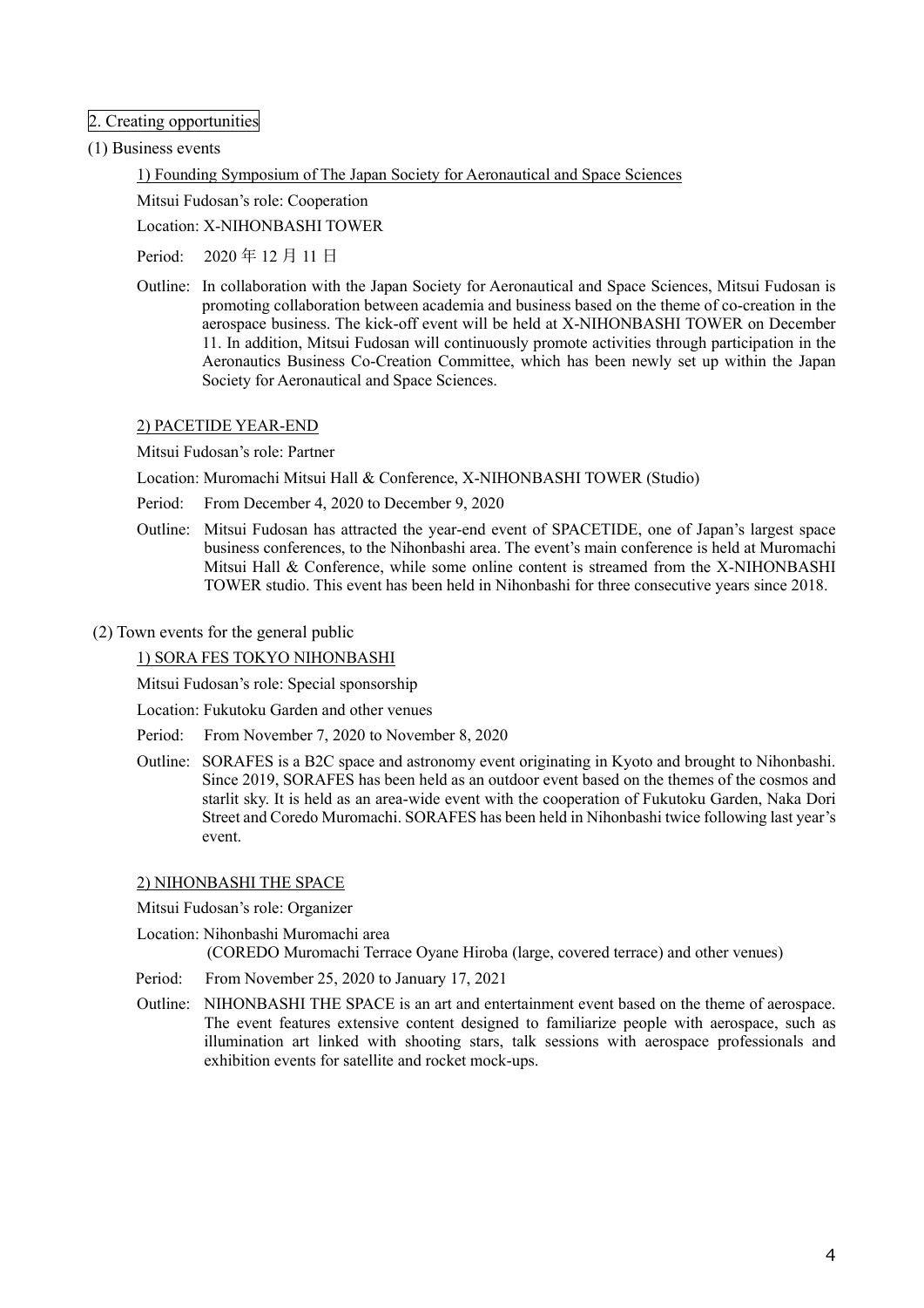## 2. Creating opportunities

### (1) Business events

#### 1) Founding Symposium of The Japan Society for Aeronautical and Space Sciences

Mitsui Fudosan's role: Cooperation

Location: X-NIHONBASHI TOWER

Period: 2020 年 12 月 11 日

Outline: In collaboration with the Japan Society for Aeronautical and Space Sciences, Mitsui Fudosan is promoting collaboration between academia and business based on the theme of co-creation in the aerospace business. The kick-off event will be held at X-NIHONBASHI TOWER on December 11. In addition, Mitsui Fudosan will continuously promote activities through participation in the Aeronautics Business Co-Creation Committee, which has been newly set up within the Japan Society for Aeronautical and Space Sciences.

#### 2) PACETIDE YEAR-END

Mitsui Fudosan's role: Partner

Location: Muromachi Mitsui Hall & Conference, X-NIHONBASHI TOWER (Studio)

Period: From December 4, 2020 to December 9, 2020

Outline: Mitsui Fudosan has attracted the year-end event of SPACETIDE, one of Japan's largest space business conferences, to the Nihonbashi area. The event's main conference is held at Muromachi Mitsui Hall & Conference, while some online content is streamed from the X-NIHONBASHI TOWER studio. This event has been held in Nihonbashi for three consecutive years since 2018.

### (2) Town events for the general public

#### 1) SORA FES TOKYO NIHONBASHI

Mitsui Fudosan's role: Special sponsorship

Location: Fukutoku Garden and other venues

Period: From November 7, 2020 to November 8, 2020

Outline: SORAFES is a B2C space and astronomy event originating in Kyoto and brought to Nihonbashi. Since 2019, SORAFES has been held as an outdoor event based on the themes of the cosmos and starlit sky. It is held as an area-wide event with the cooperation of Fukutoku Garden, Naka Dori Street and Coredo Muromachi. SORAFES has been held in Nihonbashi twice following last year's event.

#### 2) NIHONBASHI THE SPACE

Mitsui Fudosan's role: Organizer

Location: Nihonbashi Muromachi area
(COREDO Muromachi Terrace Oyane Hiroba (large, covered terrace) and other venues)

Period: From November 25, 2020 to January 17, 2021

Outline: NIHONBASHI THE SPACE is an art and entertainment event based on the theme of aerospace. The event features extensive content designed to familiarize people with aerospace, such as illumination art linked with shooting stars, talk sessions with aerospace professionals and exhibition events for satellite and rocket mock-ups.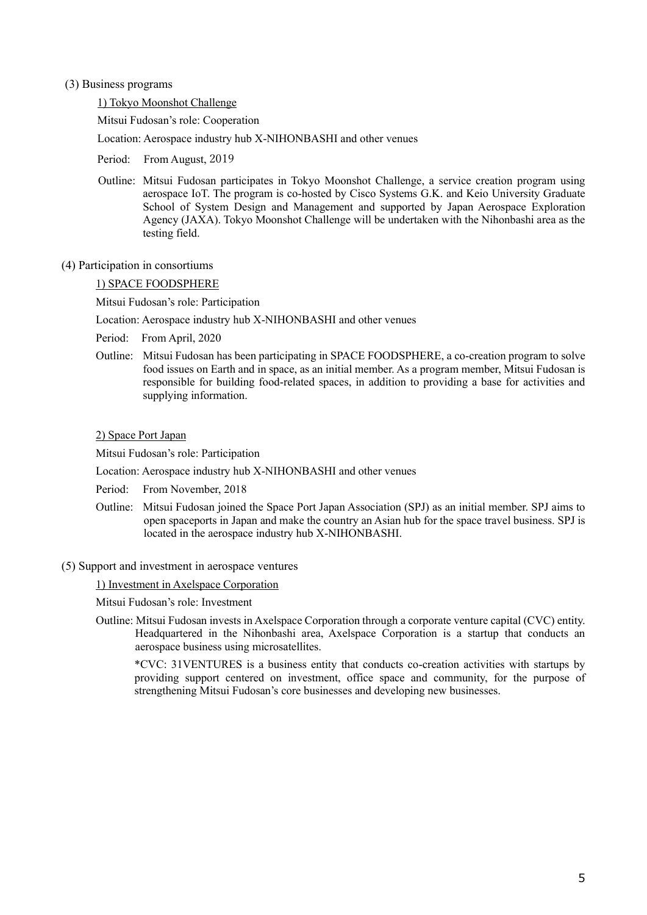(3) Business programs

1) Tokyo Moonshot Challenge

Mitsui Fudosan's role: Cooperation

Location: Aerospace industry hub X-NIHONBASHI and other venues

Period: From August, 2019

Outline: Mitsui Fudosan participates in Tokyo Moonshot Challenge, a service creation program using aerospace IoT. The program is co-hosted by Cisco Systems G.K. and Keio University Graduate School of System Design and Management and supported by Japan Aerospace Exploration Agency (JAXA). Tokyo Moonshot Challenge will be undertaken with the Nihonbashi area as the testing field.

(4) Participation in consortiums

1) SPACE FOODSPHERE

Mitsui Fudosan's role: Participation

Location: Aerospace industry hub X-NIHONBASHI and other venues

Period: From April, 2020

Outline: Mitsui Fudosan has been participating in SPACE FOODSPHERE, a co-creation program to solve food issues on Earth and in space, as an initial member. As a program member, Mitsui Fudosan is responsible for building food-related spaces, in addition to providing a base for activities and supplying information.

2) Space Port Japan

Mitsui Fudosan's role: Participation

Location: Aerospace industry hub X-NIHONBASHI and other venues

Period: From November, 2018

Outline: Mitsui Fudosan joined the Space Port Japan Association (SPJ) as an initial member. SPJ aims to open spaceports in Japan and make the country an Asian hub for the space travel business. SPJ is located in the aerospace industry hub X-NIHONBASHI.

(5) Support and investment in aerospace ventures

1) Investment in Axelspace Corporation

Mitsui Fudosan's role: Investment

Outline: Mitsui Fudosan invests in Axelspace Corporation through a corporate venture capital (CVC) entity. Headquartered in the Nihonbashi area, Axelspace Corporation is a startup that conducts an aerospace business using microsatellites.

*CVC: 31VENTURES is a business entity that conducts co-creation activities with startups by providing support centered on investment, office space and community, for the purpose of strengthening Mitsui Fudosan's core businesses and developing new businesses.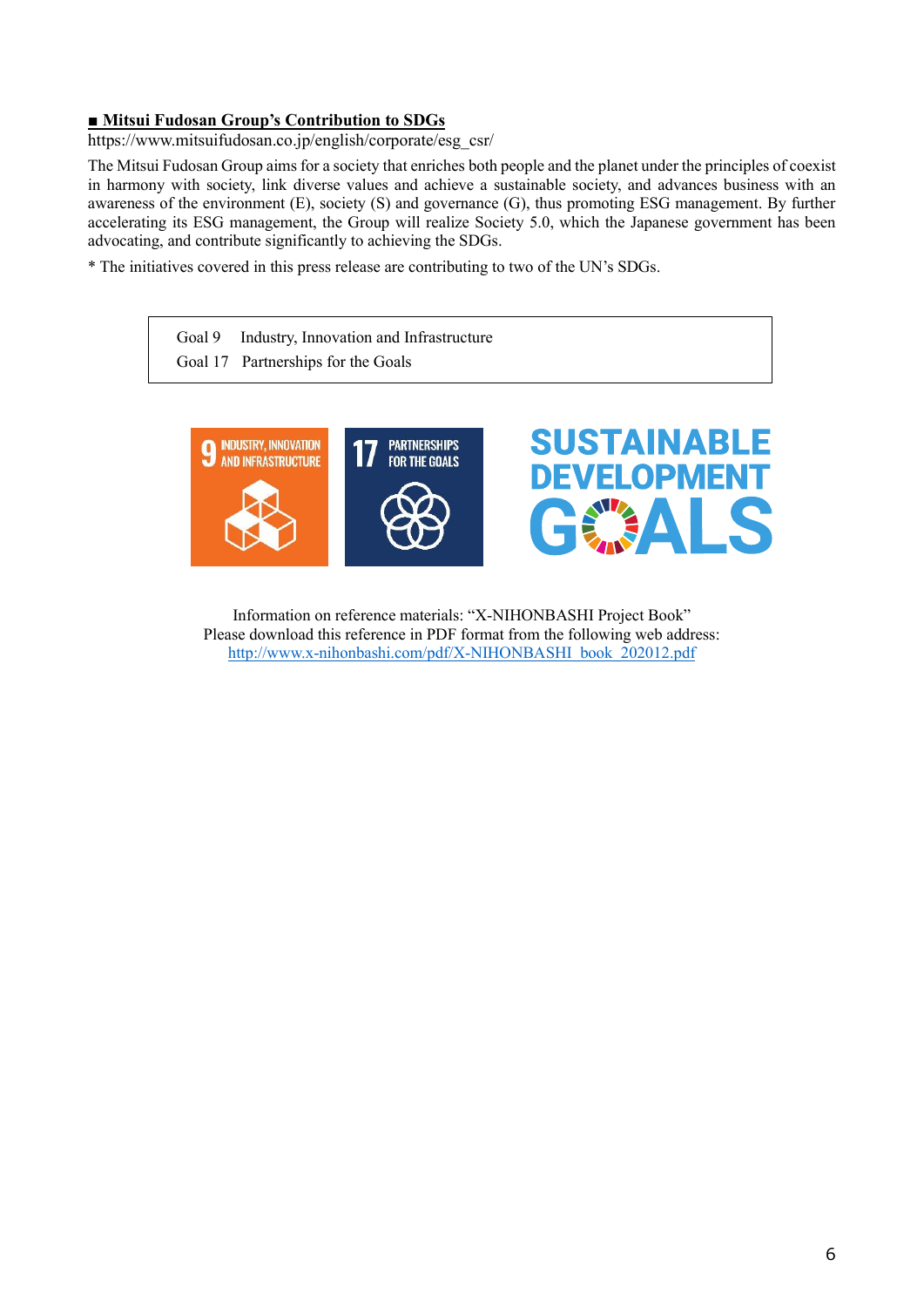**■ Mitsui Fudosan Group's Contribution to SDGs**

https://www.mitsuifudosan.co.jp/english/corporate/esg_csr/

The Mitsui Fudosan Group aims for a society that enriches both people and the planet under the principles of coexist in harmony with society, link diverse values and achieve a sustainable society, and advances business with an awareness of the environment (E), society (S) and governance (G), thus promoting ESG management. By further accelerating its ESG management, the Group will realize Society 5.0, which the Japanese government has been advocating, and contribute significantly to achieving the SDGs.

* The initiatives covered in this press release are contributing to two of the UN's SDGs.

Goal 9 Industry, Innovation and Infrastructure
Goal 17 Partnerships for the Goals

9 INDUSTRY, INNOVATION AND INFRASTRUCTURE

17 PARTNERSHIPS FOR THE GOALS

SUSTAINABLE DEVELOPMENT GOALS

Information on reference materials: "X-NIHONBASHI Project Book"
Please download this reference in PDF format from the following web address:
http://www.x-nihonbashi.com/pdf/X-NIHONBASHI_book_202012.pdf